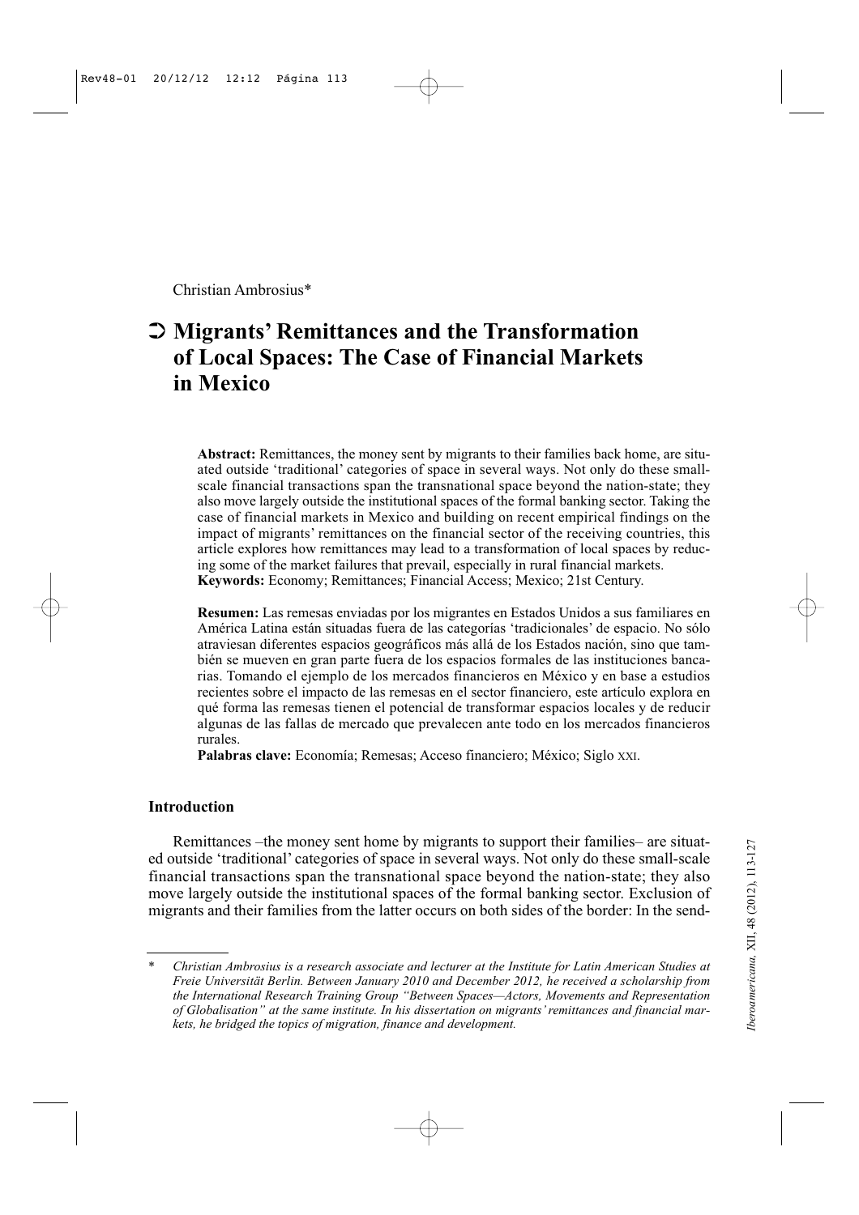Christian Ambrosius*

# ➲ Migrants' Remittances and the Transformation of Local Spaces: The Case of Financial Markets in Mexico

**Abstract:** Remittances, the money sent by migrants to their families back home, are situated outside 'traditional' categories of space in several ways. Not only do these small-scale financial transactions span the transnational space beyond the nation-state; they also move largely outside the institutional spaces of the formal banking sector. Taking the case of financial markets in Mexico and building on recent empirical findings on the impact of migrants' remittances on the financial sector of the receiving countries, this article explores how remittances may lead to a transformation of local spaces by reducing some of the market failures that prevail, especially in rural financial markets.
**Keywords:** Economy; Remittances; Financial Access; Mexico; 21st Century.

**Resumen:** Las remesas enviadas por los migrantes en Estados Unidos a sus familiares en América Latina están situadas fuera de las categorías 'tradicionales' de espacio. No sólo atraviesan diferentes espacios geográficos más allá de los Estados nación, sino que también se mueven en gran parte fuera de los espacios formales de las instituciones bancarias. Tomando el ejemplo de los mercados financieros en México y en base a estudios recientes sobre el impacto de las remesas en el sector financiero, este artículo explora en qué forma las remesas tienen el potencial de transformar espacios locales y de reducir algunas de las fallas de mercado que prevalecen ante todo en los mercados financieros rurales.
**Palabras clave:** Economía; Remesas; Acceso financiero; México; Siglo XXI.

## Introduction

Remittances –the money sent home by migrants to support their families– are situated outside 'traditional' categories of space in several ways. Not only do these small-scale financial transactions span the transnational space beyond the nation-state; they also move largely outside the institutional spaces of the formal banking sector. Exclusion of migrants and their families from the latter occurs on both sides of the border: In the send-

---

\* *Christian Ambrosius is a research associate and lecturer at the Institute for Latin American Studies at Freie Universität Berlin. Between January 2010 and December 2012, he received a scholarship from the International Research Training Group "Between Spaces—Actors, Movements and Representation of Globalisation" at the same institute. In his dissertation on migrants' remittances and financial markets, he bridged the topics of migration, finance and development.*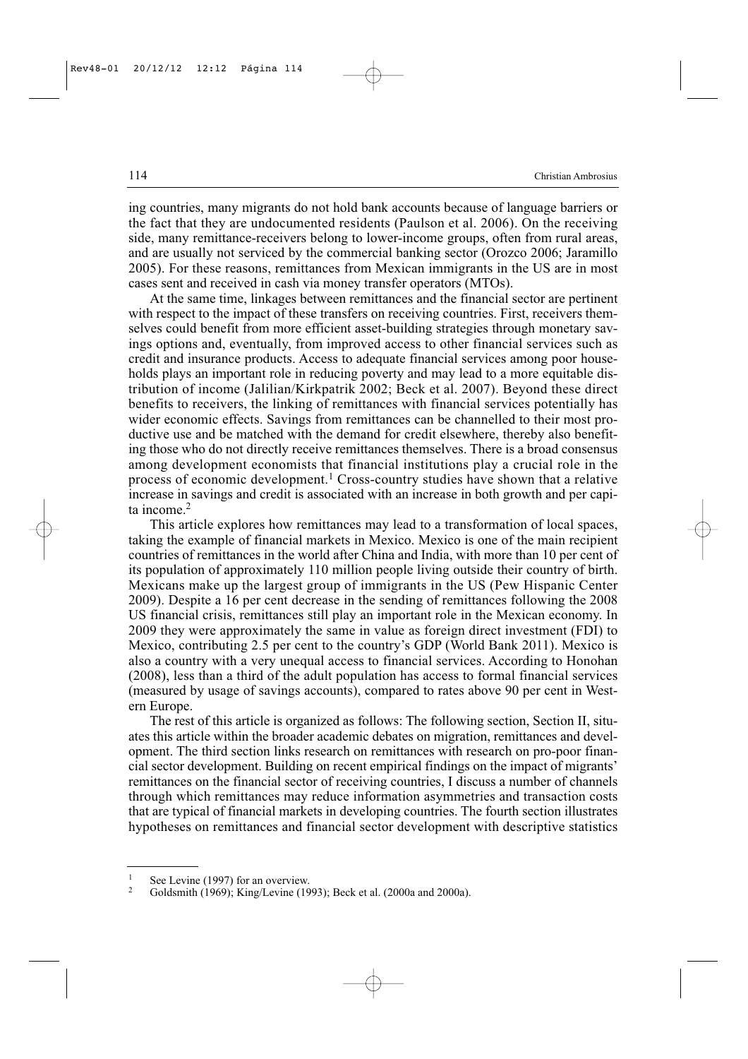ing countries, many migrants do not hold bank accounts because of language barriers or the fact that they are undocumented residents (Paulson et al. 2006). On the receiving side, many remittance-receivers belong to lower-income groups, often from rural areas, and are usually not serviced by the commercial banking sector (Orozco 2006; Jaramillo 2005). For these reasons, remittances from Mexican immigrants in the US are in most cases sent and received in cash via money transfer operators (MTOs).

At the same time, linkages between remittances and the financial sector are pertinent with respect to the impact of these transfers on receiving countries. First, receivers themselves could benefit from more efficient asset-building strategies through monetary savings options and, eventually, from improved access to other financial services such as credit and insurance products. Access to adequate financial services among poor households plays an important role in reducing poverty and may lead to a more equitable distribution of income (Jalilian/Kirkpatrik 2002; Beck et al. 2007). Beyond these direct benefits to receivers, the linking of remittances with financial services potentially has wider economic effects. Savings from remittances can be channelled to their most productive use and be matched with the demand for credit elsewhere, thereby also benefiting those who do not directly receive remittances themselves. There is a broad consensus among development economists that financial institutions play a crucial role in the process of economic development.[1] Cross-country studies have shown that a relative increase in savings and credit is associated with an increase in both growth and per capita income.[2]

This article explores how remittances may lead to a transformation of local spaces, taking the example of financial markets in Mexico. Mexico is one of the main recipient countries of remittances in the world after China and India, with more than 10 per cent of its population of approximately 110 million people living outside their country of birth. Mexicans make up the largest group of immigrants in the US (Pew Hispanic Center 2009). Despite a 16 per cent decrease in the sending of remittances following the 2008 US financial crisis, remittances still play an important role in the Mexican economy. In 2009 they were approximately the same in value as foreign direct investment (FDI) to Mexico, contributing 2.5 per cent to the country's GDP (World Bank 2011). Mexico is also a country with a very unequal access to financial services. According to Honohan (2008), less than a third of the adult population has access to formal financial services (measured by usage of savings accounts), compared to rates above 90 per cent in Western Europe.

The rest of this article is organized as follows: The following section, Section II, situates this article within the broader academic debates on migration, remittances and development. The third section links research on remittances with research on pro-poor financial sector development. Building on recent empirical findings on the impact of migrants' remittances on the financial sector of receiving countries, I discuss a number of channels through which remittances may reduce information asymmetries and transaction costs that are typical of financial markets in developing countries. The fourth section illustrates hypotheses on remittances and financial sector development with descriptive statistics

[1] See Levine (1997) for an overview.

[2] Goldsmith (1969); King/Levine (1993); Beck et al. (2000a and 2000a).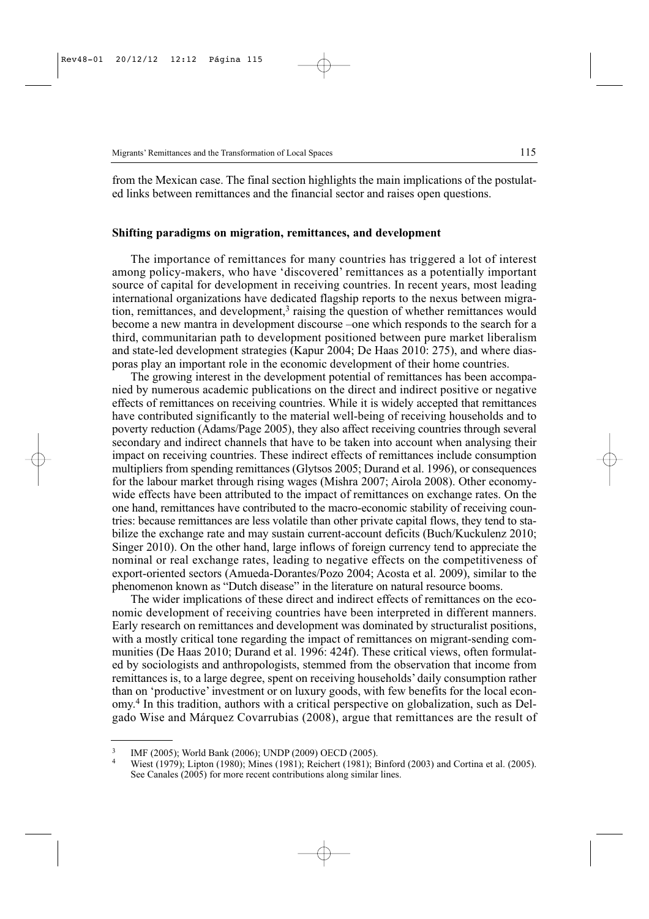from the Mexican case. The final section highlights the main implications of the postulated links between remittances and the financial sector and raises open questions.

## Shifting paradigms on migration, remittances, and development

The importance of remittances for many countries has triggered a lot of interest among policy-makers, who have 'discovered' remittances as a potentially important source of capital for development in receiving countries. In recent years, most leading international organizations have dedicated flagship reports to the nexus between migration, remittances, and development,[3] raising the question of whether remittances would become a new mantra in development discourse –one which responds to the search for a third, communitarian path to development positioned between pure market liberalism and state-led development strategies (Kapur 2004; De Haas 2010: 275), and where diasporas play an important role in the economic development of their home countries.

The growing interest in the development potential of remittances has been accompanied by numerous academic publications on the direct and indirect positive or negative effects of remittances on receiving countries. While it is widely accepted that remittances have contributed significantly to the material well-being of receiving households and to poverty reduction (Adams/Page 2005), they also affect receiving countries through several secondary and indirect channels that have to be taken into account when analysing their impact on receiving countries. These indirect effects of remittances include consumption multipliers from spending remittances (Glytsos 2005; Durand et al. 1996), or consequences for the labour market through rising wages (Mishra 2007; Airola 2008). Other economy-wide effects have been attributed to the impact of remittances on exchange rates. On the one hand, remittances have contributed to the macro-economic stability of receiving countries: because remittances are less volatile than other private capital flows, they tend to stabilize the exchange rate and may sustain current-account deficits (Buch/Kuckulenz 2010; Singer 2010). On the other hand, large inflows of foreign currency tend to appreciate the nominal or real exchange rates, leading to negative effects on the competitiveness of export-oriented sectors (Amueda-Dorantes/Pozo 2004; Acosta et al. 2009), similar to the phenomenon known as "Dutch disease" in the literature on natural resource booms.

The wider implications of these direct and indirect effects of remittances on the economic development of receiving countries have been interpreted in different manners. Early research on remittances and development was dominated by structuralist positions, with a mostly critical tone regarding the impact of remittances on migrant-sending communities (De Haas 2010; Durand et al. 1996: 424f). These critical views, often formulated by sociologists and anthropologists, stemmed from the observation that income from remittances is, to a large degree, spent on receiving households' daily consumption rather than on 'productive' investment or on luxury goods, with few benefits for the local economy.[4] In this tradition, authors with a critical perspective on globalization, such as Delgado Wise and Márquez Covarrubias (2008), argue that remittances are the result of

---

[3] IMF (2005); World Bank (2006); UNDP (2009) OECD (2005).

[4] Wiest (1979); Lipton (1980); Mines (1981); Reichert (1981); Binford (2003) and Cortina et al. (2005). See Canales (2005) for more recent contributions along similar lines.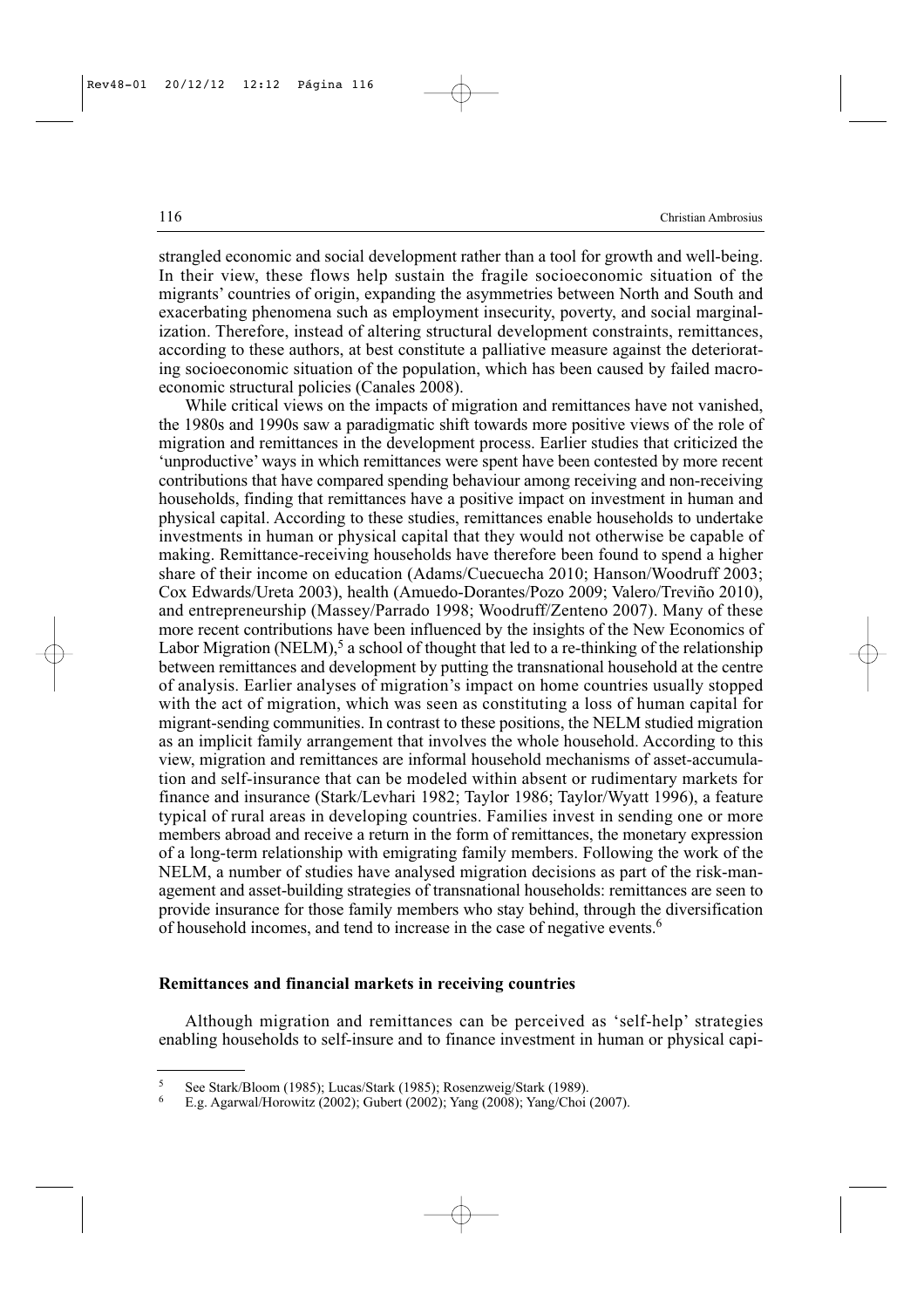strangled economic and social development rather than a tool for growth and well-being. In their view, these flows help sustain the fragile socioeconomic situation of the migrants' countries of origin, expanding the asymmetries between North and South and exacerbating phenomena such as employment insecurity, poverty, and social marginalization. Therefore, instead of altering structural development constraints, remittances, according to these authors, at best constitute a palliative measure against the deteriorating socioeconomic situation of the population, which has been caused by failed macroeconomic structural policies (Canales 2008).

While critical views on the impacts of migration and remittances have not vanished, the 1980s and 1990s saw a paradigmatic shift towards more positive views of the role of migration and remittances in the development process. Earlier studies that criticized the 'unproductive' ways in which remittances were spent have been contested by more recent contributions that have compared spending behaviour among receiving and non-receiving households, finding that remittances have a positive impact on investment in human and physical capital. According to these studies, remittances enable households to undertake investments in human or physical capital that they would not otherwise be capable of making. Remittance-receiving households have therefore been found to spend a higher share of their income on education (Adams/Cuecuecha 2010; Hanson/Woodruff 2003; Cox Edwards/Ureta 2003), health (Amuedo-Dorantes/Pozo 2009; Valero/Treviño 2010), and entrepreneurship (Massey/Parrado 1998; Woodruff/Zenteno 2007). Many of these more recent contributions have been influenced by the insights of the New Economics of Labor Migration (NELM),[5] a school of thought that led to a re-thinking of the relationship between remittances and development by putting the transnational household at the centre of analysis. Earlier analyses of migration's impact on home countries usually stopped with the act of migration, which was seen as constituting a loss of human capital for migrant-sending communities. In contrast to these positions, the NELM studied migration as an implicit family arrangement that involves the whole household. According to this view, migration and remittances are informal household mechanisms of asset-accumulation and self-insurance that can be modeled within absent or rudimentary markets for finance and insurance (Stark/Levhari 1982; Taylor 1986; Taylor/Wyatt 1996), a feature typical of rural areas in developing countries. Families invest in sending one or more members abroad and receive a return in the form of remittances, the monetary expression of a long-term relationship with emigrating family members. Following the work of the NELM, a number of studies have analysed migration decisions as part of the risk-management and asset-building strategies of transnational households: remittances are seen to provide insurance for those family members who stay behind, through the diversification of household incomes, and tend to increase in the case of negative events.[6]

### Remittances and financial markets in receiving countries

Although migration and remittances can be perceived as 'self-help' strategies enabling households to self-insure and to finance investment in human or physical capi-

---

[5] See Stark/Bloom (1985); Lucas/Stark (1985); Rosenzweig/Stark (1989).

[6] E.g. Agarwal/Horowitz (2002); Gubert (2002); Yang (2008); Yang/Choi (2007).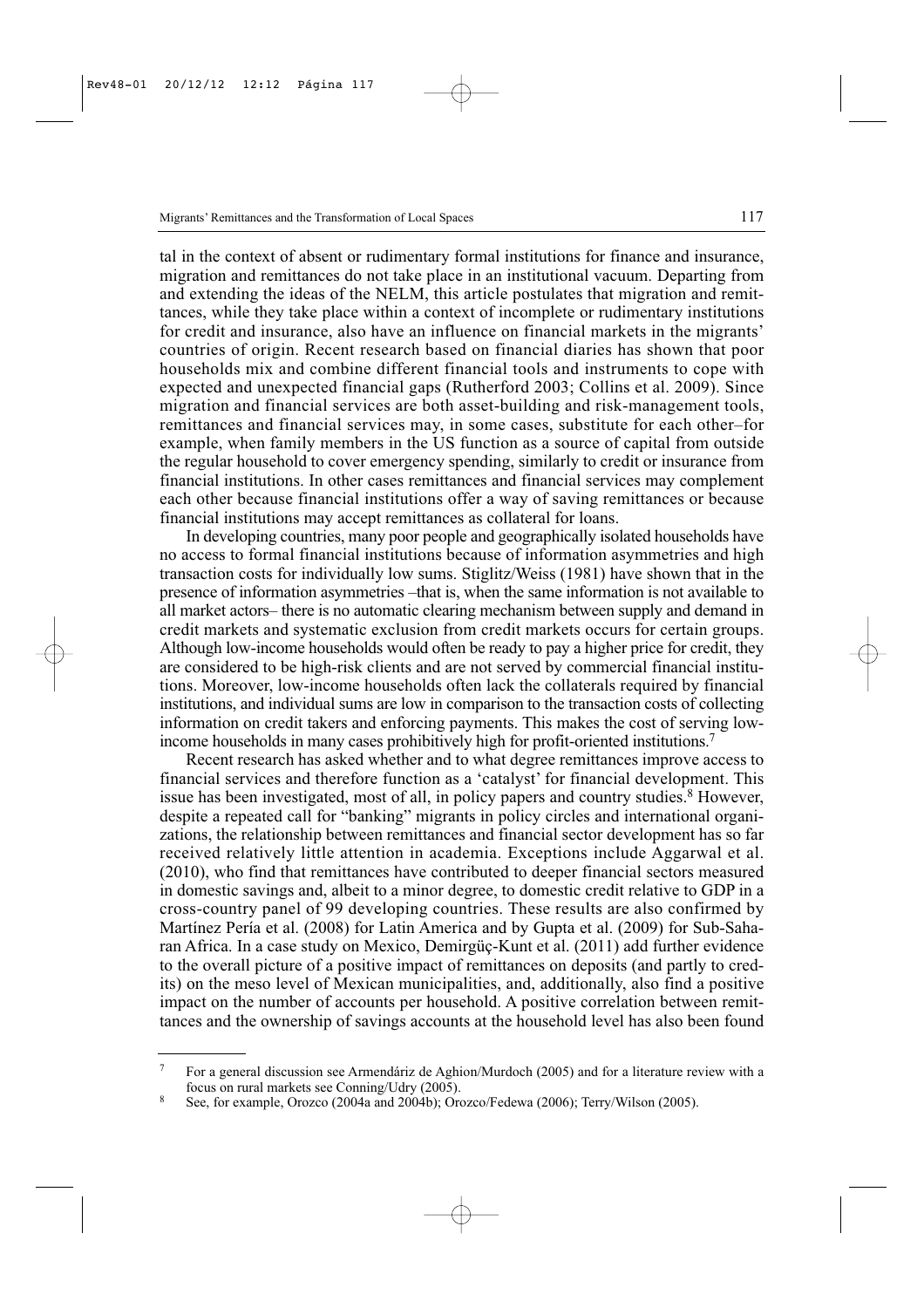tal in the context of absent or rudimentary formal institutions for finance and insurance, migration and remittances do not take place in an institutional vacuum. Departing from and extending the ideas of the NELM, this article postulates that migration and remittances, while they take place within a context of incomplete or rudimentary institutions for credit and insurance, also have an influence on financial markets in the migrants' countries of origin. Recent research based on financial diaries has shown that poor households mix and combine different financial tools and instruments to cope with expected and unexpected financial gaps (Rutherford 2003; Collins et al. 2009). Since migration and financial services are both asset-building and risk-management tools, remittances and financial services may, in some cases, substitute for each other–for example, when family members in the US function as a source of capital from outside the regular household to cover emergency spending, similarly to credit or insurance from financial institutions. In other cases remittances and financial services may complement each other because financial institutions offer a way of saving remittances or because financial institutions may accept remittances as collateral for loans.

In developing countries, many poor people and geographically isolated households have no access to formal financial institutions because of information asymmetries and high transaction costs for individually low sums. Stiglitz/Weiss (1981) have shown that in the presence of information asymmetries –that is, when the same information is not available to all market actors– there is no automatic clearing mechanism between supply and demand in credit markets and systematic exclusion from credit markets occurs for certain groups. Although low-income households would often be ready to pay a higher price for credit, they are considered to be high-risk clients and are not served by commercial financial institutions. Moreover, low-income households often lack the collaterals required by financial institutions, and individual sums are low in comparison to the transaction costs of collecting information on credit takers and enforcing payments. This makes the cost of serving low-income households in many cases prohibitively high for profit-oriented institutions.[7]

Recent research has asked whether and to what degree remittances improve access to financial services and therefore function as a 'catalyst' for financial development. This issue has been investigated, most of all, in policy papers and country studies.[8] However, despite a repeated call for "banking" migrants in policy circles and international organizations, the relationship between remittances and financial sector development has so far received relatively little attention in academia. Exceptions include Aggarwal et al. (2010), who find that remittances have contributed to deeper financial sectors measured in domestic savings and, albeit to a minor degree, to domestic credit relative to GDP in a cross-country panel of 99 developing countries. These results are also confirmed by Martínez Pería et al. (2008) for Latin America and by Gupta et al. (2009) for Sub-Saharan Africa. In a case study on Mexico, Demirgüç-Kunt et al. (2011) add further evidence to the overall picture of a positive impact of remittances on deposits (and partly to credits) on the meso level of Mexican municipalities, and, additionally, also find a positive impact on the number of accounts per household. A positive correlation between remittances and the ownership of savings accounts at the household level has also been found

---

[7] For a general discussion see Armendáriz de Aghion/Murdoch (2005) and for a literature review with a focus on rural markets see Conning/Udry (2005).

[8] See, for example, Orozco (2004a and 2004b); Orozco/Fedewa (2006); Terry/Wilson (2005).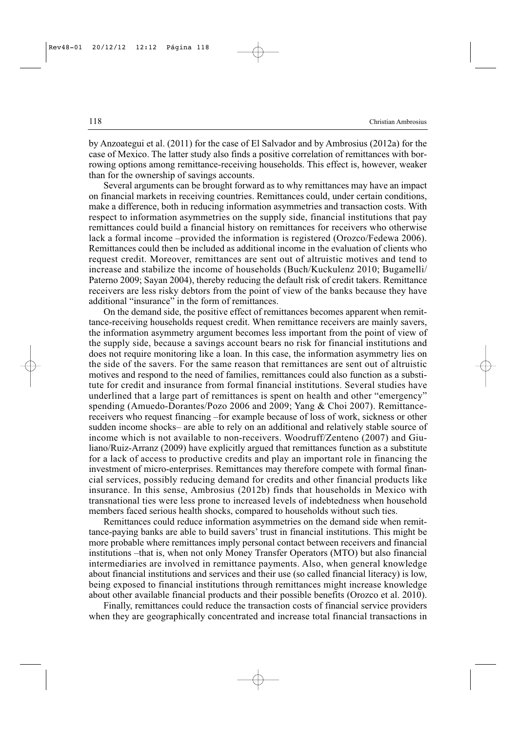by Anzoategui et al. (2011) for the case of El Salvador and by Ambrosius (2012a) for the case of Mexico. The latter study also finds a positive correlation of remittances with borrowing options among remittance-receiving households. This effect is, however, weaker than for the ownership of savings accounts.

Several arguments can be brought forward as to why remittances may have an impact on financial markets in receiving countries. Remittances could, under certain conditions, make a difference, both in reducing information asymmetries and transaction costs. With respect to information asymmetries on the supply side, financial institutions that pay remittances could build a financial history on remittances for receivers who otherwise lack a formal income –provided the information is registered (Orozco/Fedewa 2006). Remittances could then be included as additional income in the evaluation of clients who request credit. Moreover, remittances are sent out of altruistic motives and tend to increase and stabilize the income of households (Buch/Kuckulenz 2010; Bugamelli/Paterno 2009; Sayan 2004), thereby reducing the default risk of credit takers. Remittance receivers are less risky debtors from the point of view of the banks because they have additional "insurance" in the form of remittances.

On the demand side, the positive effect of remittances becomes apparent when remittance-receiving households request credit. When remittance receivers are mainly savers, the information asymmetry argument becomes less important from the point of view of the supply side, because a savings account bears no risk for financial institutions and does not require monitoring like a loan. In this case, the information asymmetry lies on the side of the savers. For the same reason that remittances are sent out of altruistic motives and respond to the need of families, remittances could also function as a substitute for credit and insurance from formal financial institutions. Several studies have underlined that a large part of remittances is spent on health and other "emergency" spending (Amuedo-Dorantes/Pozo 2006 and 2009; Yang & Choi 2007). Remittance-receivers who request financing –for example because of loss of work, sickness or other sudden income shocks– are able to rely on an additional and relatively stable source of income which is not available to non-receivers. Woodruff/Zenteno (2007) and Giuliano/Ruiz-Arranz (2009) have explicitly argued that remittances function as a substitute for a lack of access to productive credits and play an important role in financing the investment of micro-enterprises. Remittances may therefore compete with formal financial services, possibly reducing demand for credits and other financial products like insurance. In this sense, Ambrosius (2012b) finds that households in Mexico with transnational ties were less prone to increased levels of indebtedness when household members faced serious health shocks, compared to households without such ties.

Remittances could reduce information asymmetries on the demand side when remittance-paying banks are able to build savers' trust in financial institutions. This might be more probable where remittances imply personal contact between receivers and financial institutions –that is, when not only Money Transfer Operators (MTO) but also financial intermediaries are involved in remittance payments. Also, when general knowledge about financial institutions and services and their use (so called financial literacy) is low, being exposed to financial institutions through remittances might increase knowledge about other available financial products and their possible benefits (Orozco et al. 2010).

Finally, remittances could reduce the transaction costs of financial service providers when they are geographically concentrated and increase total financial transactions in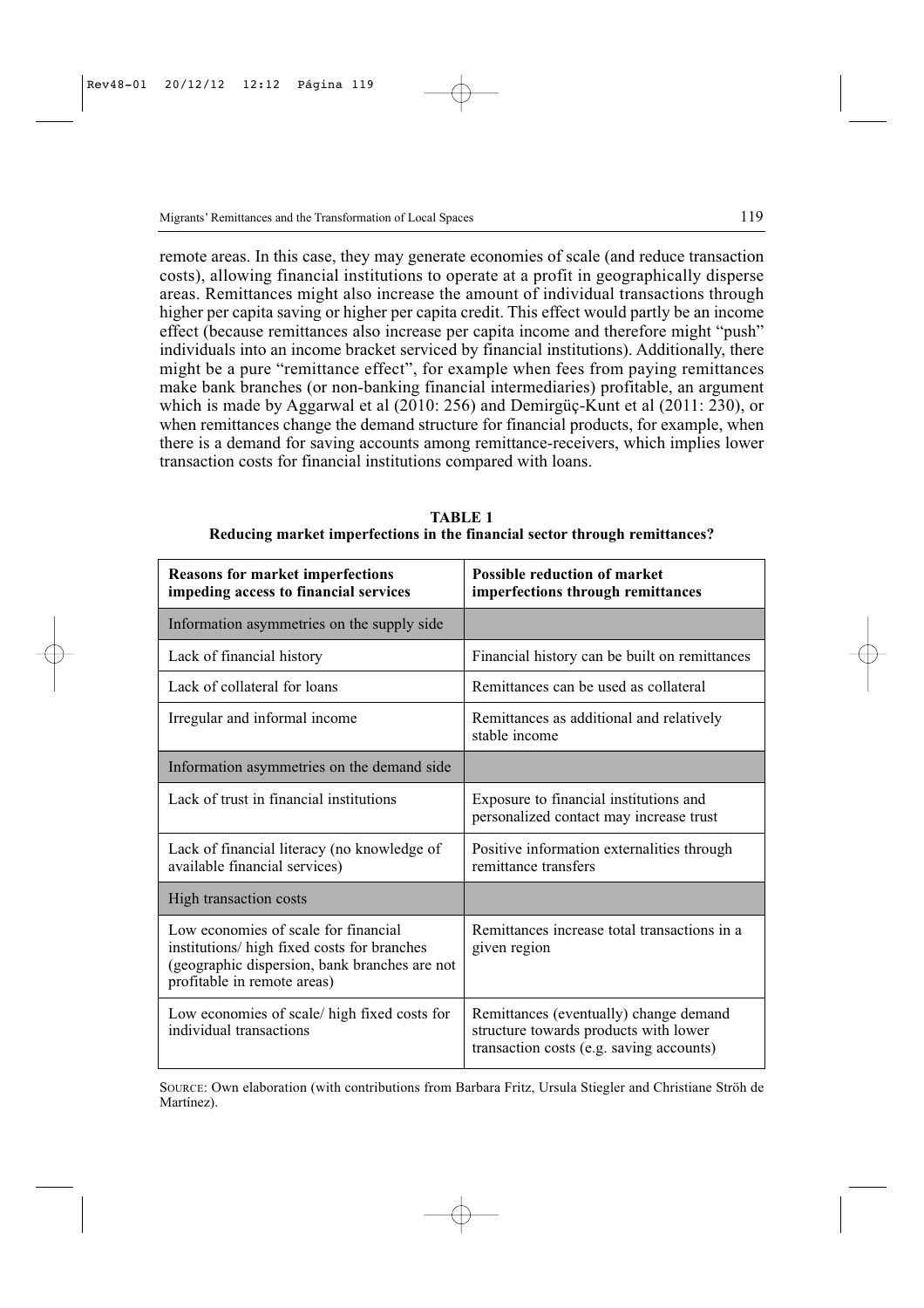remote areas. In this case, they may generate economies of scale (and reduce transaction costs), allowing financial institutions to operate at a profit in geographically disperse areas. Remittances might also increase the amount of individual transactions through higher per capita saving or higher per capita credit. This effect would partly be an income effect (because remittances also increase per capita income and therefore might "push" individuals into an income bracket serviced by financial institutions). Additionally, there might be a pure "remittance effect", for example when fees from paying remittances make bank branches (or non-banking financial intermediaries) profitable, an argument which is made by Aggarwal et al (2010: 256) and Demirgüç-Kunt et al (2011: 230), or when remittances change the demand structure for financial products, for example, when there is a demand for saving accounts among remittance-receivers, which implies lower transaction costs for financial institutions compared with loans.

**TABLE 1**
**Reducing market imperfections in the financial sector through remittances?**

| Reasons for market imperfections impeding access to financial services | Possible reduction of market imperfections through remittances |
| --- | --- |
| Information asymmetries on the supply side | |
| Lack of financial history | Financial history can be built on remittances |
| Lack of collateral for loans | Remittances can be used as collateral |
| Irregular and informal income | Remittances as additional and relatively stable income |
| Information asymmetries on the demand side | |
| Lack of trust in financial institutions | Exposure to financial institutions and personalized contact may increase trust |
| Lack of financial literacy (no knowledge of available financial services) | Positive information externalities through remittance transfers |
| High transaction costs | |
| Low economies of scale for financial institutions/ high fixed costs for branches (geographic dispersion, bank branches are not profitable in remote areas) | Remittances increase total transactions in a given region |
| Low economies of scale/ high fixed costs for individual transactions | Remittances (eventually) change demand structure towards products with lower transaction costs (e.g. saving accounts) |

SOURCE: Own elaboration (with contributions from Barbara Fritz, Ursula Stiegler and Christiane Ströh de Martínez).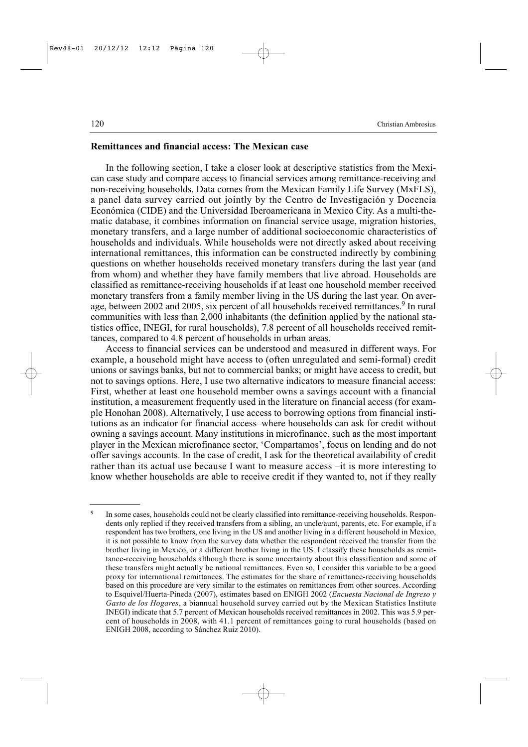## Remittances and financial access: The Mexican case

In the following section, I take a closer look at descriptive statistics from the Mexican case study and compare access to financial services among remittance-receiving and non-receiving households. Data comes from the Mexican Family Life Survey (MxFLS), a panel data survey carried out jointly by the Centro de Investigación y Docencia Económica (CIDE) and the Universidad Iberoamericana in Mexico City. As a multi-thematic database, it combines information on financial service usage, migration histories, monetary transfers, and a large number of additional socioeconomic characteristics of households and individuals. While households were not directly asked about receiving international remittances, this information can be constructed indirectly by combining questions on whether households received monetary transfers during the last year (and from whom) and whether they have family members that live abroad. Households are classified as remittance-receiving households if at least one household member received monetary transfers from a family member living in the US during the last year. On average, between 2002 and 2005, six percent of all households received remittances.[9] In rural communities with less than 2,000 inhabitants (the definition applied by the national statistics office, INEGI, for rural households), 7.8 percent of all households received remittances, compared to 4.8 percent of households in urban areas.

Access to financial services can be understood and measured in different ways. For example, a household might have access to (often unregulated and semi-formal) credit unions or savings banks, but not to commercial banks; or might have access to credit, but not to savings options. Here, I use two alternative indicators to measure financial access: First, whether at least one household member owns a savings account with a financial institution, a measurement frequently used in the literature on financial access (for example Honohan 2008). Alternatively, I use access to borrowing options from financial institutions as an indicator for financial access–where households can ask for credit without owning a savings account. Many institutions in microfinance, such as the most important player in the Mexican microfinance sector, 'Compartamos', focus on lending and do not offer savings accounts. In the case of credit, I ask for the theoretical availability of credit rather than its actual use because I want to measure access –it is more interesting to know whether households are able to receive credit if they wanted to, not if they really

---

[9] In some cases, households could not be clearly classified into remittance-receiving households. Respondents only replied if they received transfers from a sibling, an uncle/aunt, parents, etc. For example, if a respondent has two brothers, one living in the US and another living in a different household in Mexico, it is not possible to know from the survey data whether the respondent received the transfer from the brother living in Mexico, or a different brother living in the US. I classify these households as remittance-receiving households although there is some uncertainty about this classification and some of these transfers might actually be national remittances. Even so, I consider this variable to be a good proxy for international remittances. The estimates for the share of remittance-receiving households based on this procedure are very similar to the estimates on remittances from other sources. According to Esquivel/Huerta-Pineda (2007), estimates based on ENIGH 2002 (*Encuesta Nacional de Ingreso y Gasto de los Hogares*, a biannual household survey carried out by the Mexican Statistics Institute INEGI) indicate that 5.7 percent of Mexican households received remittances in 2002. This was 5.9 percent of households in 2008, with 41.1 percent of remittances going to rural households (based on ENIGH 2008, according to Sánchez Ruiz 2010).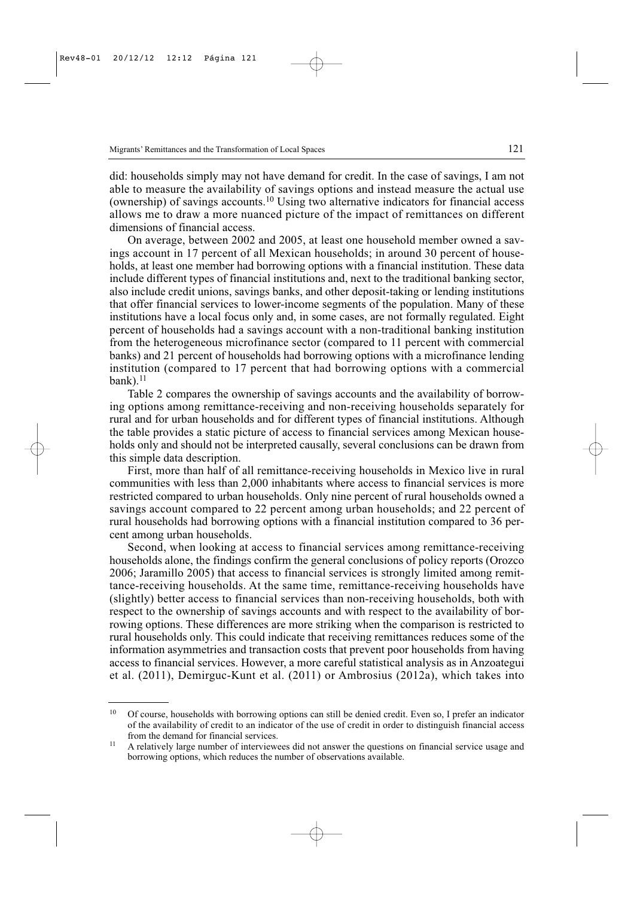did: households simply may not have demand for credit. In the case of savings, I am not able to measure the availability of savings options and instead measure the actual use (ownership) of savings accounts.[10] Using two alternative indicators for financial access allows me to draw a more nuanced picture of the impact of remittances on different dimensions of financial access.

On average, between 2002 and 2005, at least one household member owned a savings account in 17 percent of all Mexican households; in around 30 percent of households, at least one member had borrowing options with a financial institution. These data include different types of financial institutions and, next to the traditional banking sector, also include credit unions, savings banks, and other deposit-taking or lending institutions that offer financial services to lower-income segments of the population. Many of these institutions have a local focus only and, in some cases, are not formally regulated. Eight percent of households had a savings account with a non-traditional banking institution from the heterogeneous microfinance sector (compared to 11 percent with commercial banks) and 21 percent of households had borrowing options with a microfinance lending institution (compared to 17 percent that had borrowing options with a commercial bank).[11]

Table 2 compares the ownership of savings accounts and the availability of borrowing options among remittance-receiving and non-receiving households separately for rural and for urban households and for different types of financial institutions. Although the table provides a static picture of access to financial services among Mexican households only and should not be interpreted causally, several conclusions can be drawn from this simple data description.

First, more than half of all remittance-receiving households in Mexico live in rural communities with less than 2,000 inhabitants where access to financial services is more restricted compared to urban households. Only nine percent of rural households owned a savings account compared to 22 percent among urban households; and 22 percent of rural households had borrowing options with a financial institution compared to 36 percent among urban households.

Second, when looking at access to financial services among remittance-receiving households alone, the findings confirm the general conclusions of policy reports (Orozco 2006; Jaramillo 2005) that access to financial services is strongly limited among remittance-receiving households. At the same time, remittance-receiving households have (slightly) better access to financial services than non-receiving households, both with respect to the ownership of savings accounts and with respect to the availability of borrowing options. These differences are more striking when the comparison is restricted to rural households only. This could indicate that receiving remittances reduces some of the information asymmetries and transaction costs that prevent poor households from having access to financial services. However, a more careful statistical analysis as in Anzoategui et al. (2011), Demirguc-Kunt et al. (2011) or Ambrosius (2012a), which takes into

---

[10] Of course, households with borrowing options can still be denied credit. Even so, I prefer an indicator of the availability of credit to an indicator of the use of credit in order to distinguish financial access from the demand for financial services.

[11] A relatively large number of interviewees did not answer the questions on financial service usage and borrowing options, which reduces the number of observations available.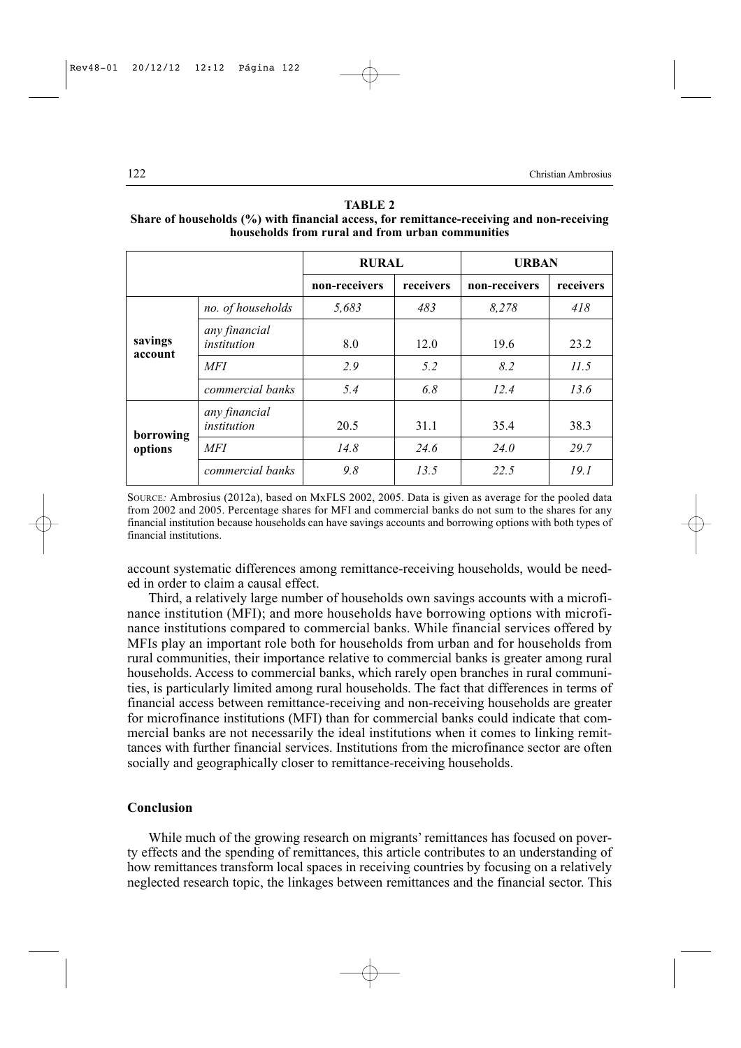**TABLE 2**
**Share of households (%) with financial access, for remittance-receiving and non-receiving households from rural and from urban communities**

| | | **RURAL** | | **URBAN** | |
|---|---|---|---|---|---|
| | | **non-receivers** | **receivers** | **non-receivers** | **receivers** |
| **savings account** | *no. of households* | *5,683* | *483* | *8,278* | *418* |
| | *any financial institution* | 8.0 | 12.0 | 19.6 | 23.2 |
| | *MFI* | *2.9* | *5.2* | *8.2* | *11.5* |
| | *commercial banks* | *5.4* | *6.8* | *12.4* | *13.6* |
| **borrowing options** | *any financial institution* | 20.5 | 31.1 | 35.4 | 38.3 |
| | *MFI* | *14.8* | *24.6* | *24.0* | *29.7* |
| | *commercial banks* | *9.8* | *13.5* | *22.5* | *19.1* |

SOURCE*:* Ambrosius (2012a), based on MxFLS 2002, 2005. Data is given as average for the pooled data from 2002 and 2005. Percentage shares for MFI and commercial banks do not sum to the shares for any financial institution because households can have savings accounts and borrowing options with both types of financial institutions.

account systematic differences among remittance-receiving households, would be needed in order to claim a causal effect.

Third, a relatively large number of households own savings accounts with a microfinance institution (MFI); and more households have borrowing options with microfinance institutions compared to commercial banks. While financial services offered by MFIs play an important role both for households from urban and for households from rural communities, their importance relative to commercial banks is greater among rural households. Access to commercial banks, which rarely open branches in rural communities, is particularly limited among rural households. The fact that differences in terms of financial access between remittance-receiving and non-receiving households are greater for microfinance institutions (MFI) than for commercial banks could indicate that commercial banks are not necessarily the ideal institutions when it comes to linking remittances with further financial services. Institutions from the microfinance sector are often socially and geographically closer to remittance-receiving households.

## Conclusion

While much of the growing research on migrants' remittances has focused on poverty effects and the spending of remittances, this article contributes to an understanding of how remittances transform local spaces in receiving countries by focusing on a relatively neglected research topic, the linkages between remittances and the financial sector. This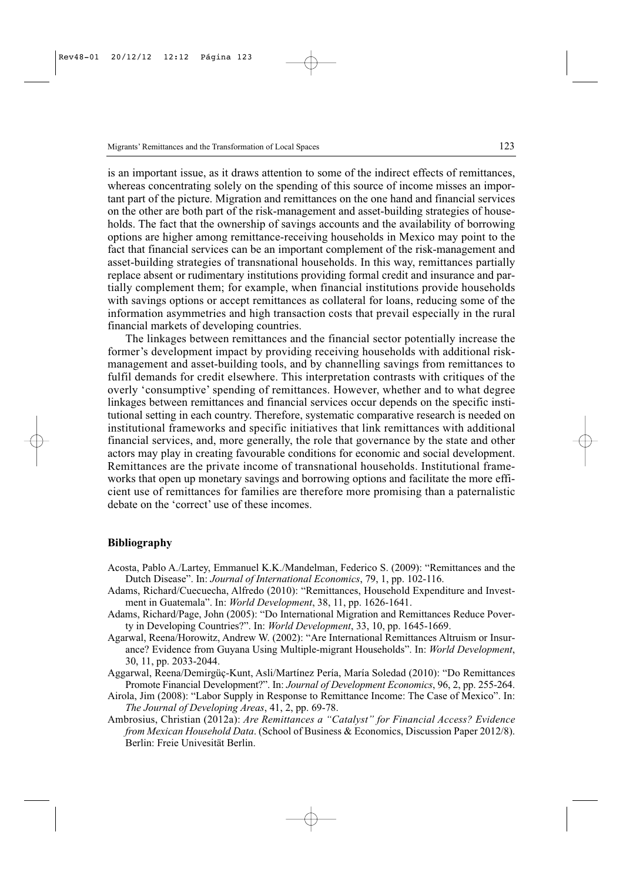is an important issue, as it draws attention to some of the indirect effects of remittances, whereas concentrating solely on the spending of this source of income misses an important part of the picture. Migration and remittances on the one hand and financial services on the other are both part of the risk-management and asset-building strategies of households. The fact that the ownership of savings accounts and the availability of borrowing options are higher among remittance-receiving households in Mexico may point to the fact that financial services can be an important complement of the risk-management and asset-building strategies of transnational households. In this way, remittances partially replace absent or rudimentary institutions providing formal credit and insurance and partially complement them; for example, when financial institutions provide households with savings options or accept remittances as collateral for loans, reducing some of the information asymmetries and high transaction costs that prevail especially in the rural financial markets of developing countries.

The linkages between remittances and the financial sector potentially increase the former's development impact by providing receiving households with additional risk-management and asset-building tools, and by channelling savings from remittances to fulfil demands for credit elsewhere. This interpretation contrasts with critiques of the overly 'consumptive' spending of remittances. However, whether and to what degree linkages between remittances and financial services occur depends on the specific institutional setting in each country. Therefore, systematic comparative research is needed on institutional frameworks and specific initiatives that link remittances with additional financial services, and, more generally, the role that governance by the state and other actors may play in creating favourable conditions for economic and social development. Remittances are the private income of transnational households. Institutional frameworks that open up monetary savings and borrowing options and facilitate the more efficient use of remittances for families are therefore more promising than a paternalistic debate on the 'correct' use of these incomes.

## Bibliography

Acosta, Pablo A./Lartey, Emmanuel K.K./Mandelman, Federico S. (2009): "Remittances and the Dutch Disease". In: *Journal of International Economics*, 79, 1, pp. 102-116.

Adams, Richard/Cuecuecha, Alfredo (2010): "Remittances, Household Expenditure and Investment in Guatemala". In: *World Development*, 38, 11, pp. 1626-1641.

Adams, Richard/Page, John (2005): "Do International Migration and Remittances Reduce Poverty in Developing Countries?". In: *World Development*, 33, 10, pp. 1645-1669.

Agarwal, Reena/Horowitz, Andrew W. (2002): "Are International Remittances Altruism or Insurance? Evidence from Guyana Using Multiple-migrant Households". In: *World Development*, 30, 11, pp. 2033-2044.

Aggarwal, Reena/Demirgüç-Kunt, Asli/Martínez Pería, María Soledad (2010): "Do Remittances Promote Financial Development?". In: *Journal of Development Economics*, 96, 2, pp. 255-264.

Airola, Jim (2008): "Labor Supply in Response to Remittance Income: The Case of Mexico". In: *The Journal of Developing Areas*, 41, 2, pp. 69-78.

Ambrosius, Christian (2012a): *Are Remittances a "Catalyst" for Financial Access? Evidence from Mexican Household Data*. (School of Business & Economics, Discussion Paper 2012/8). Berlin: Freie Univesität Berlin.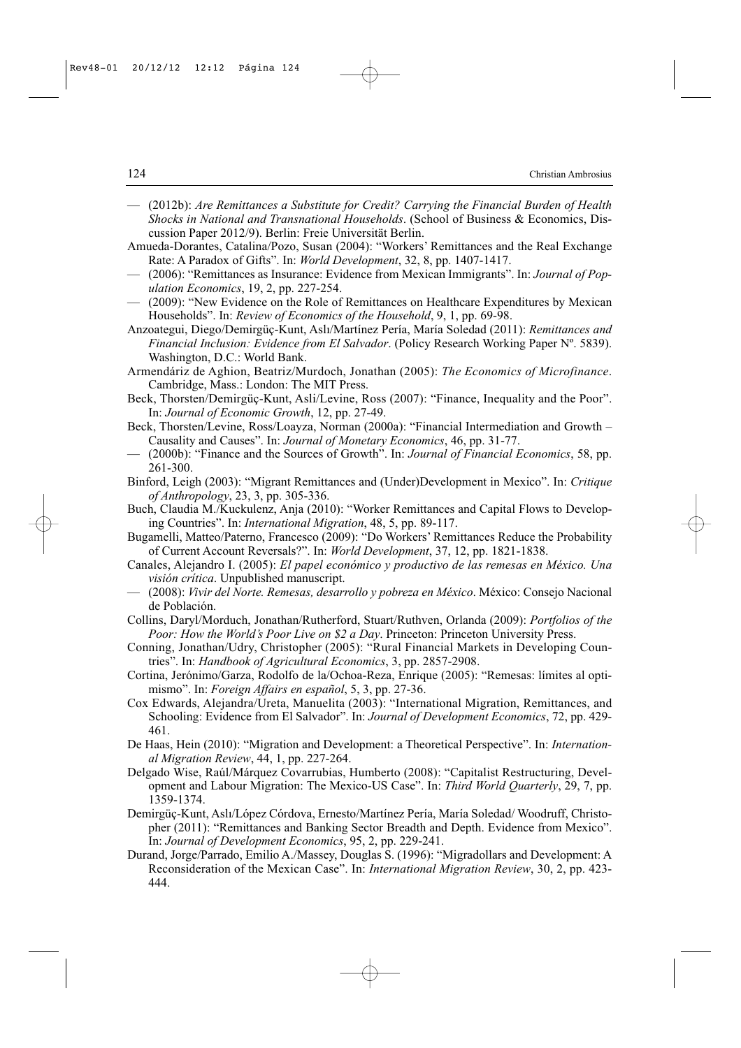— (2012b): *Are Remittances a Substitute for Credit? Carrying the Financial Burden of Health Shocks in National and Transnational Households*. (School of Business & Economics, Discussion Paper 2012/9). Berlin: Freie Universität Berlin.

Amueda-Dorantes, Catalina/Pozo, Susan (2004): "Workers' Remittances and the Real Exchange Rate: A Paradox of Gifts". In: *World Development*, 32, 8, pp. 1407-1417.

— (2006): "Remittances as Insurance: Evidence from Mexican Immigrants". In: *Journal of Population Economics*, 19, 2, pp. 227-254.

— (2009): "New Evidence on the Role of Remittances on Healthcare Expenditures by Mexican Households". In: *Review of Economics of the Household*, 9, 1, pp. 69-98.

Anzoategui, Diego/Demirgüç-Kunt, Aslı/Martínez Pería, María Soledad (2011): *Remittances and Financial Inclusion: Evidence from El Salvador*. (Policy Research Working Paper Nº. 5839). Washington, D.C.: World Bank.

Armendáriz de Aghion, Beatriz/Murdoch, Jonathan (2005): *The Economics of Microfinance*. Cambridge, Mass.: London: The MIT Press.

Beck, Thorsten/Demirgüç-Kunt, Asli/Levine, Ross (2007): "Finance, Inequality and the Poor". In: *Journal of Economic Growth*, 12, pp. 27-49.

Beck, Thorsten/Levine, Ross/Loayza, Norman (2000a): "Financial Intermediation and Growth – Causality and Causes". In: *Journal of Monetary Economics*, 46, pp. 31-77.

— (2000b): "Finance and the Sources of Growth". In: *Journal of Financial Economics*, 58, pp. 261-300.

Binford, Leigh (2003): "Migrant Remittances and (Under)Development in Mexico". In: *Critique of Anthropology*, 23, 3, pp. 305-336.

Buch, Claudia M./Kuckulenz, Anja (2010): "Worker Remittances and Capital Flows to Developing Countries". In: *International Migration*, 48, 5, pp. 89-117.

Bugamelli, Matteo/Paterno, Francesco (2009): "Do Workers' Remittances Reduce the Probability of Current Account Reversals?". In: *World Development*, 37, 12, pp. 1821-1838.

Canales, Alejandro I. (2005): *El papel económico y productivo de las remesas en México. Una visión crítica*. Unpublished manuscript.

— (2008): *Vivir del Norte. Remesas, desarrollo y pobreza en México*. México: Consejo Nacional de Población.

Collins, Daryl/Morduch, Jonathan/Rutherford, Stuart/Ruthven, Orlanda (2009): *Portfolios of the Poor: How the World's Poor Live on $2 a Day*. Princeton: Princeton University Press.

Conning, Jonathan/Udry, Christopher (2005): "Rural Financial Markets in Developing Countries". In: *Handbook of Agricultural Economics*, 3, pp. 2857-2908.

Cortina, Jerónimo/Garza, Rodolfo de la/Ochoa-Reza, Enrique (2005): "Remesas: límites al optimismo". In: *Foreign Affairs en español*, 5, 3, pp. 27-36.

Cox Edwards, Alejandra/Ureta, Manuelita (2003): "International Migration, Remittances, and Schooling: Evidence from El Salvador". In: *Journal of Development Economics*, 72, pp. 429-461.

De Haas, Hein (2010): "Migration and Development: a Theoretical Perspective". In: *International Migration Review*, 44, 1, pp. 227-264.

Delgado Wise, Raúl/Márquez Covarrubias, Humberto (2008): "Capitalist Restructuring, Development and Labour Migration: The Mexico-US Case". In: *Third World Quarterly*, 29, 7, pp. 1359-1374.

Demirgüç-Kunt, Aslı/López Córdova, Ernesto/Martínez Pería, María Soledad/ Woodruff, Christopher (2011): "Remittances and Banking Sector Breadth and Depth. Evidence from Mexico". In: *Journal of Development Economics*, 95, 2, pp. 229-241.

Durand, Jorge/Parrado, Emilio A./Massey, Douglas S. (1996): "Migradollars and Development: A Reconsideration of the Mexican Case". In: *International Migration Review*, 30, 2, pp. 423-444.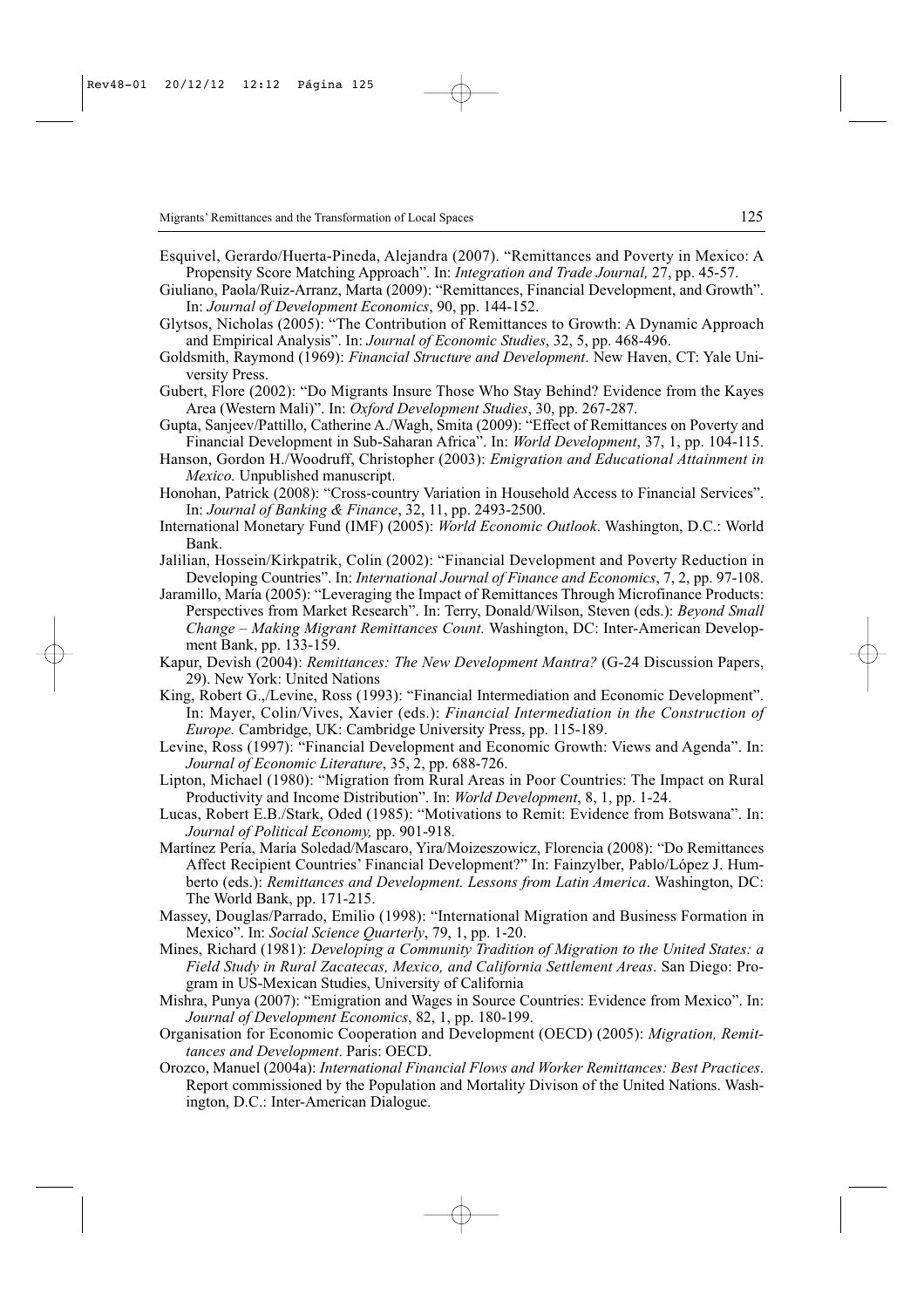Esquivel, Gerardo/Huerta-Pineda, Alejandra (2007). "Remittances and Poverty in Mexico: A Propensity Score Matching Approach". In: *Integration and Trade Journal,* 27, pp. 45-57.

Giuliano, Paola/Ruiz-Arranz, Marta (2009): "Remittances, Financial Development, and Growth". In: *Journal of Development Economics*, 90, pp. 144-152.

Glytsos, Nicholas (2005): "The Contribution of Remittances to Growth: A Dynamic Approach and Empirical Analysis". In: *Journal of Economic Studies*, 32, 5, pp. 468-496.

Goldsmith, Raymond (1969): *Financial Structure and Development*. New Haven, CT: Yale University Press.

Gubert, Flore (2002): "Do Migrants Insure Those Who Stay Behind? Evidence from the Kayes Area (Western Mali)". In: *Oxford Development Studies*, 30, pp. 267-287.

Gupta, Sanjeev/Pattillo, Catherine A./Wagh, Smita (2009): "Effect of Remittances on Poverty and Financial Development in Sub-Saharan Africa". In: *World Development*, 37, 1, pp. 104-115.

Hanson, Gordon H./Woodruff, Christopher (2003): *Emigration and Educational Attainment in Mexico.* Unpublished manuscript.

Honohan, Patrick (2008): "Cross-country Variation in Household Access to Financial Services". In: *Journal of Banking & Finance*, 32, 11, pp. 2493-2500.

International Monetary Fund (IMF) (2005): *World Economic Outlook*. Washington, D.C.: World Bank.

Jalilian, Hossein/Kirkpatrik, Colin (2002): "Financial Development and Poverty Reduction in Developing Countries". In: *International Journal of Finance and Economics*, 7, 2, pp. 97-108.

Jaramillo, María (2005): "Leveraging the Impact of Remittances Through Microfinance Products: Perspectives from Market Research". In: Terry, Donald/Wilson, Steven (eds.): *Beyond Small Change – Making Migrant Remittances Count.* Washington, DC: Inter-American Development Bank, pp. 133-159.

Kapur, Devish (2004): *Remittances: The New Development Mantra?* (G-24 Discussion Papers, 29). New York: United Nations

King, Robert G.,/Levine, Ross (1993): "Financial Intermediation and Economic Development". In: Mayer, Colin/Vives, Xavier (eds.): *Financial Intermediation in the Construction of Europe.* Cambridge, UK: Cambridge University Press, pp. 115-189.

Levine, Ross (1997): "Financial Development and Economic Growth: Views and Agenda". In: *Journal of Economic Literature*, 35, 2, pp. 688-726.

Lipton, Michael (1980): "Migration from Rural Areas in Poor Countries: The Impact on Rural Productivity and Income Distribution". In: *World Development*, 8, 1, pp. 1-24.

Lucas, Robert E.B./Stark, Oded (1985): "Motivations to Remit: Evidence from Botswana". In: *Journal of Political Economy,* pp. 901-918.

Martínez Pería, María Soledad/Mascaro, Yira/Moizeszowicz, Florencia (2008): "Do Remittances Affect Recipient Countries' Financial Development?" In: Fainzylber, Pablo/López J. Humberto (eds.): *Remittances and Development. Lessons from Latin America*. Washington, DC: The World Bank, pp. 171-215.

Massey, Douglas/Parrado, Emilio (1998): "International Migration and Business Formation in Mexico". In: *Social Science Quarterly*, 79, 1, pp. 1-20.

Mines, Richard (1981): *Developing a Community Tradition of Migration to the United States: a Field Study in Rural Zacatecas, Mexico, and California Settlement Areas*. San Diego: Program in US-Mexican Studies, University of California

Mishra, Punya (2007): "Emigration and Wages in Source Countries: Evidence from Mexico". In: *Journal of Development Economics*, 82, 1, pp. 180-199.

Organisation for Economic Cooperation and Development (OECD) (2005): *Migration, Remittances and Development*. Paris: OECD.

Orozco, Manuel (2004a): *International Financial Flows and Worker Remittances: Best Practices*. Report commissioned by the Population and Mortality Divison of the United Nations. Washington, D.C.: Inter-American Dialogue.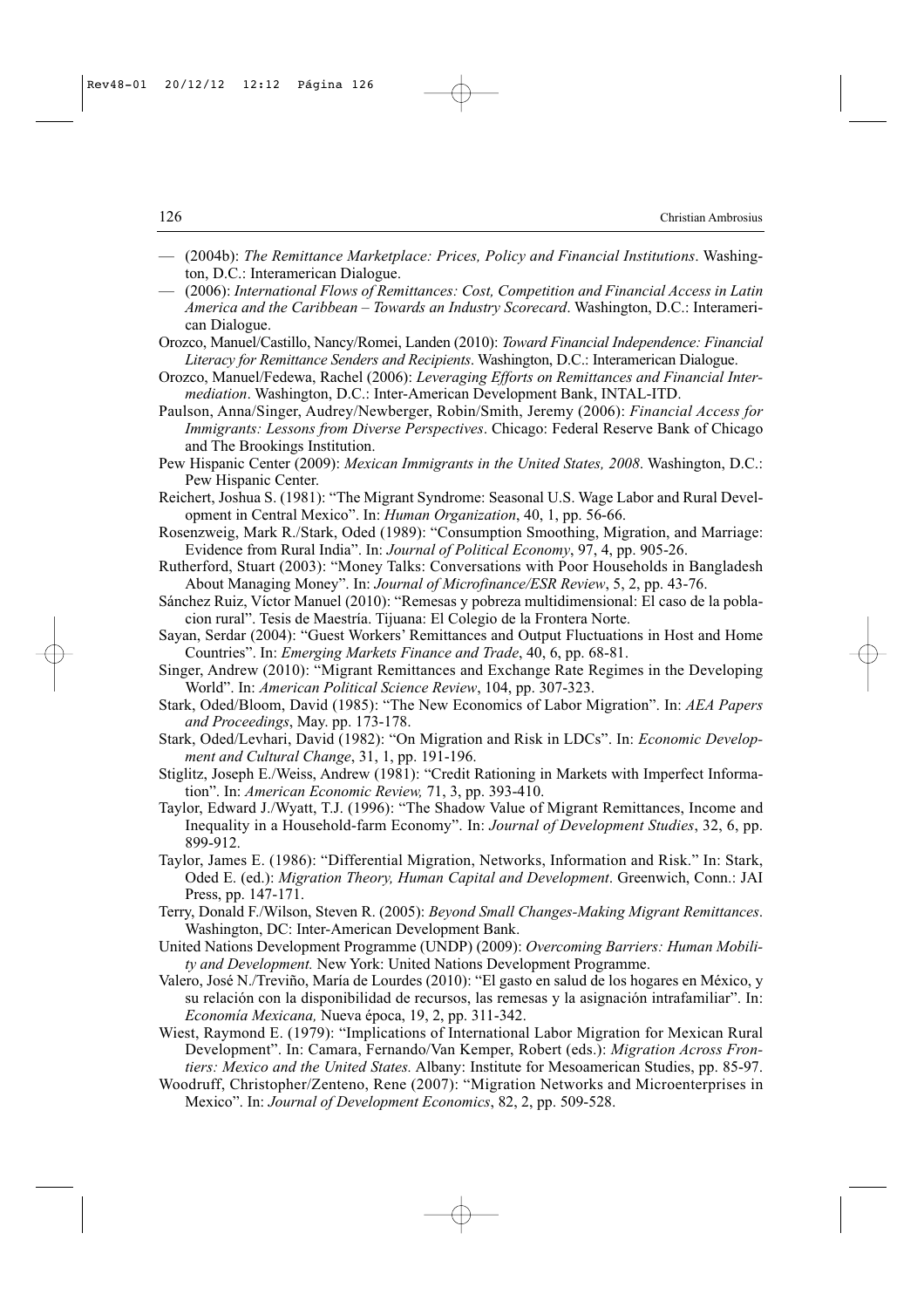— (2004b): *The Remittance Marketplace: Prices, Policy and Financial Institutions*. Washington, D.C.: Interamerican Dialogue.

— (2006): *International Flows of Remittances: Cost, Competition and Financial Access in Latin America and the Caribbean – Towards an Industry Scorecard*. Washington, D.C.: Interamerican Dialogue.

Orozco, Manuel/Castillo, Nancy/Romei, Landen (2010): *Toward Financial Independence: Financial Literacy for Remittance Senders and Recipients*. Washington, D.C.: Interamerican Dialogue.

Orozco, Manuel/Fedewa, Rachel (2006): *Leveraging Efforts on Remittances and Financial Intermediation*. Washington, D.C.: Inter-American Development Bank, INTAL-ITD.

Paulson, Anna/Singer, Audrey/Newberger, Robin/Smith, Jeremy (2006): *Financial Access for Immigrants: Lessons from Diverse Perspectives*. Chicago: Federal Reserve Bank of Chicago and The Brookings Institution.

Pew Hispanic Center (2009): *Mexican Immigrants in the United States, 2008*. Washington, D.C.: Pew Hispanic Center.

Reichert, Joshua S. (1981): "The Migrant Syndrome: Seasonal U.S. Wage Labor and Rural Development in Central Mexico". In: *Human Organization*, 40, 1, pp. 56-66.

Rosenzweig, Mark R./Stark, Oded (1989): "Consumption Smoothing, Migration, and Marriage: Evidence from Rural India". In: *Journal of Political Economy*, 97, 4, pp. 905-26.

Rutherford, Stuart (2003): "Money Talks: Conversations with Poor Households in Bangladesh About Managing Money". In: *Journal of Microfinance/ESR Review*, 5, 2, pp. 43-76.

Sánchez Ruiz, Víctor Manuel (2010): "Remesas y pobreza multidimensional: El caso de la poblacion rural". Tesis de Maestría. Tijuana: El Colegio de la Frontera Norte.

Sayan, Serdar (2004): "Guest Workers' Remittances and Output Fluctuations in Host and Home Countries". In: *Emerging Markets Finance and Trade*, 40, 6, pp. 68-81.

Singer, Andrew (2010): "Migrant Remittances and Exchange Rate Regimes in the Developing World". In: *American Political Science Review*, 104, pp. 307-323.

Stark, Oded/Bloom, David (1985): "The New Economics of Labor Migration". In: *AEA Papers and Proceedings*, May. pp. 173-178.

Stark, Oded/Levhari, David (1982): "On Migration and Risk in LDCs". In: *Economic Development and Cultural Change*, 31, 1, pp. 191-196.

Stiglitz, Joseph E./Weiss, Andrew (1981): "Credit Rationing in Markets with Imperfect Information". In: *American Economic Review,* 71, 3, pp. 393-410.

Taylor, Edward J./Wyatt, T.J. (1996): "The Shadow Value of Migrant Remittances, Income and Inequality in a Household-farm Economy". In: *Journal of Development Studies*, 32, 6, pp. 899-912.

Taylor, James E. (1986): "Differential Migration, Networks, Information and Risk." In: Stark, Oded E. (ed.): *Migration Theory, Human Capital and Development*. Greenwich, Conn.: JAI Press, pp. 147-171.

Terry, Donald F./Wilson, Steven R. (2005): *Beyond Small Changes-Making Migrant Remittances*. Washington, DC: Inter-American Development Bank.

United Nations Development Programme (UNDP) (2009): *Overcoming Barriers: Human Mobility and Development.* New York: United Nations Development Programme.

Valero, José N./Treviño, María de Lourdes (2010): "El gasto en salud de los hogares en México, y su relación con la disponibilidad de recursos, las remesas y la asignación intrafamiliar". In: *Economía Mexicana,* Nueva época, 19, 2, pp. 311-342.

Wiest, Raymond E. (1979): "Implications of International Labor Migration for Mexican Rural Development". In: Camara, Fernando/Van Kemper, Robert (eds.): *Migration Across Frontiers: Mexico and the United States.* Albany: Institute for Mesoamerican Studies, pp. 85-97.

Woodruff, Christopher/Zenteno, Rene (2007): "Migration Networks and Microenterprises in Mexico". In: *Journal of Development Economics*, 82, 2, pp. 509-528.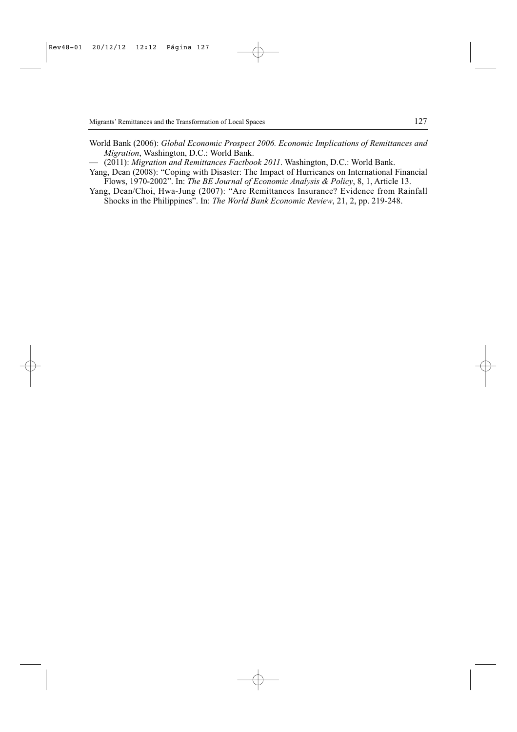World Bank (2006): *Global Economic Prospect 2006. Economic Implications of Remittances and Migration*, Washington, D.C.: World Bank.

— (2011): *Migration and Remittances Factbook 2011*. Washington, D.C.: World Bank.

Yang, Dean (2008): "Coping with Disaster: The Impact of Hurricanes on International Financial Flows, 1970-2002". In: *The BE Journal of Economic Analysis & Policy*, 8, 1, Article 13.

Yang, Dean/Choi, Hwa-Jung (2007): "Are Remittances Insurance? Evidence from Rainfall Shocks in the Philippines". In: *The World Bank Economic Review*, 21, 2, pp. 219-248.